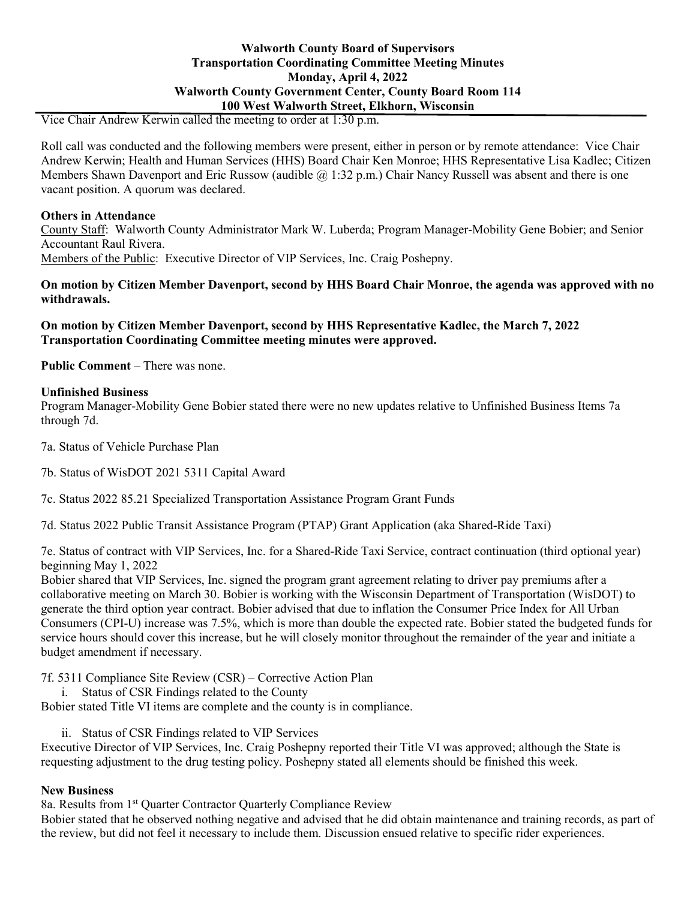**Walworth County Board of Supervisors**
**Transportation Coordinating Committee Meeting Minutes**
**Monday, April 4, 2022**
**Walworth County Government Center, County Board Room 114**
**100 West Walworth Street, Elkhorn, Wisconsin**

Vice Chair Andrew Kerwin called the meeting to order at 1:30 p.m.

Roll call was conducted and the following members were present, either in person or by remote attendance: Vice Chair Andrew Kerwin; Health and Human Services (HHS) Board Chair Ken Monroe; HHS Representative Lisa Kadlec; Citizen Members Shawn Davenport and Eric Russow (audible @ 1:32 p.m.) Chair Nancy Russell was absent and there is one vacant position. A quorum was declared.

**Others in Attendance**

County Staff: Walworth County Administrator Mark W. Luberda; Program Manager-Mobility Gene Bobier; and Senior Accountant Raul Rivera.

Members of the Public: Executive Director of VIP Services, Inc. Craig Poshepny.

**On motion by Citizen Member Davenport, second by HHS Board Chair Monroe, the agenda was approved with no withdrawals.**

**On motion by Citizen Member Davenport, second by HHS Representative Kadlec, the March 7, 2022 Transportation Coordinating Committee meeting minutes were approved.**

**Public Comment** – There was none.

**Unfinished Business**

Program Manager-Mobility Gene Bobier stated there were no new updates relative to Unfinished Business Items 7a through 7d.

7a. Status of Vehicle Purchase Plan

7b. Status of WisDOT 2021 5311 Capital Award

7c. Status 2022 85.21 Specialized Transportation Assistance Program Grant Funds

7d. Status 2022 Public Transit Assistance Program (PTAP) Grant Application (aka Shared-Ride Taxi)

7e. Status of contract with VIP Services, Inc. for a Shared-Ride Taxi Service, contract continuation (third optional year) beginning May 1, 2022

Bobier shared that VIP Services, Inc. signed the program grant agreement relating to driver pay premiums after a collaborative meeting on March 30. Bobier is working with the Wisconsin Department of Transportation (WisDOT) to generate the third option year contract. Bobier advised that due to inflation the Consumer Price Index for All Urban Consumers (CPI-U) increase was 7.5%, which is more than double the expected rate. Bobier stated the budgeted funds for service hours should cover this increase, but he will closely monitor throughout the remainder of the year and initiate a budget amendment if necessary.

7f. 5311 Compliance Site Review (CSR) – Corrective Action Plan

i. Status of CSR Findings related to the County

Bobier stated Title VI items are complete and the county is in compliance.

ii. Status of CSR Findings related to VIP Services

Executive Director of VIP Services, Inc. Craig Poshepny reported their Title VI was approved; although the State is requesting adjustment to the drug testing policy. Poshepny stated all elements should be finished this week.

**New Business**

8a. Results from 1st Quarter Contractor Quarterly Compliance Review

Bobier stated that he observed nothing negative and advised that he did obtain maintenance and training records, as part of the review, but did not feel it necessary to include them. Discussion ensued relative to specific rider experiences.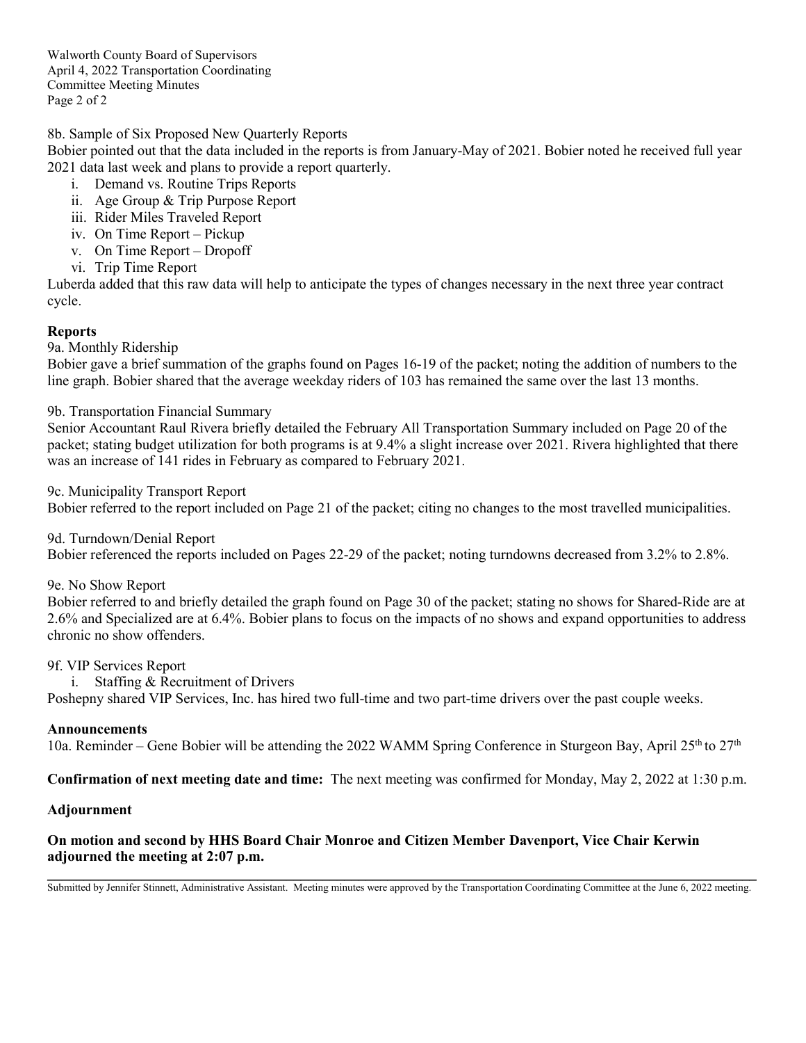8b. Sample of Six Proposed New Quarterly Reports

Bobier pointed out that the data included in the reports is from January-May of 2021. Bobier noted he received full year 2021 data last week and plans to provide a report quarterly.

i. Demand vs. Routine Trips Reports
ii. Age Group & Trip Purpose Report
iii. Rider Miles Traveled Report
iv. On Time Report – Pickup
v. On Time Report – Dropoff
vi. Trip Time Report

Luberda added that this raw data will help to anticipate the types of changes necessary in the next three year contract cycle.

**Reports**

9a. Monthly Ridership

Bobier gave a brief summation of the graphs found on Pages 16-19 of the packet; noting the addition of numbers to the line graph. Bobier shared that the average weekday riders of 103 has remained the same over the last 13 months.

9b. Transportation Financial Summary

Senior Accountant Raul Rivera briefly detailed the February All Transportation Summary included on Page 20 of the packet; stating budget utilization for both programs is at 9.4% a slight increase over 2021. Rivera highlighted that there was an increase of 141 rides in February as compared to February 2021.

9c. Municipality Transport Report

Bobier referred to the report included on Page 21 of the packet; citing no changes to the most travelled municipalities.

9d. Turndown/Denial Report

Bobier referenced the reports included on Pages 22-29 of the packet; noting turndowns decreased from 3.2% to 2.8%.

9e. No Show Report

Bobier referred to and briefly detailed the graph found on Page 30 of the packet; stating no shows for Shared-Ride are at 2.6% and Specialized are at 6.4%. Bobier plans to focus on the impacts of no shows and expand opportunities to address chronic no show offenders.

9f. VIP Services Report

i. Staffing & Recruitment of Drivers

Poshepny shared VIP Services, Inc. has hired two full-time and two part-time drivers over the past couple weeks.

**Announcements**

10a. Reminder – Gene Bobier will be attending the 2022 WAMM Spring Conference in Sturgeon Bay, April 25th to 27th

**Confirmation of next meeting date and time:** The next meeting was confirmed for Monday, May 2, 2022 at 1:30 p.m.

**Adjournment**

**On motion and second by HHS Board Chair Monroe and Citizen Member Davenport, Vice Chair Kerwin adjourned the meeting at 2:07 p.m.**

Submitted by Jennifer Stinnett, Administrative Assistant. Meeting minutes were approved by the Transportation Coordinating Committee at the June 6, 2022 meeting.